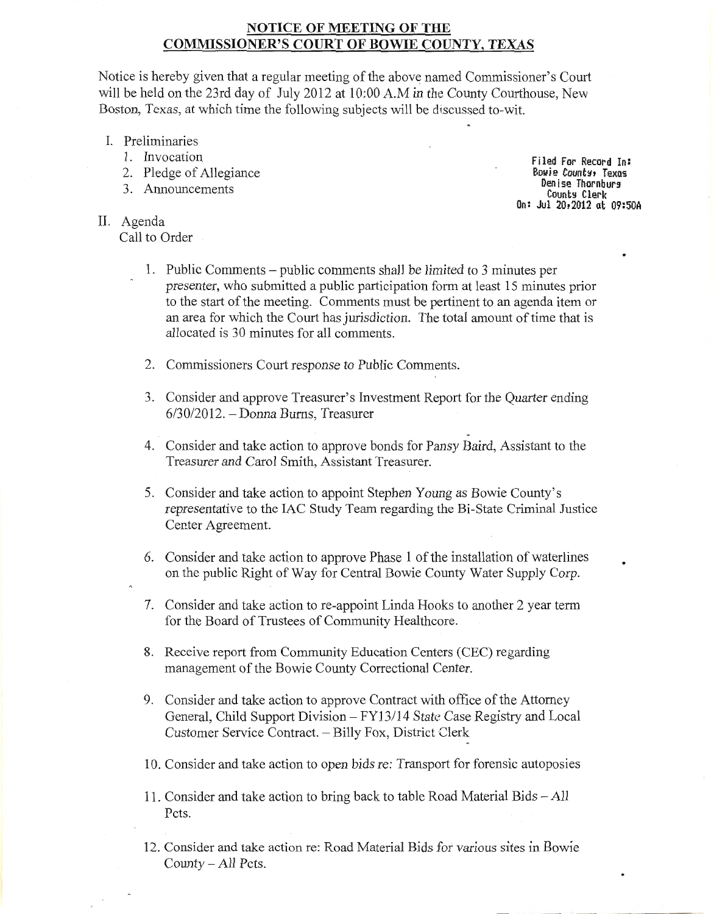## NOTICE OF MEETING OF THE COMMISSIONER'S COURT OF BOWIE COUNTY, TEXAS

Notice is hereby given that a regular meeting of the above named Commissioner's Court will be held on the 23rd day of July 2012 at 10:00 A.M in the County Courthouse, New Boston, Texas, at which time the following subjects will be discussed to-wit.

Filed For Record In:
Bowie County, Texas
Denise Thornburg
County Clerk
On: Jul 20,2012 at 09:50A

I. Preliminaries
   1. Invocation
   2. Pledge of Allegiance
   3. Announcements

II. Agenda
   Call to Order

   1. Public Comments – public comments shall be limited to 3 minutes per presenter, who submitted a public participation form at least 15 minutes prior to the start of the meeting. Comments must be pertinent to an agenda item or an area for which the Court has jurisdiction. The total amount of time that is allocated is 30 minutes for all comments.

   2. Commissioners Court response to Public Comments.

   3. Consider and approve Treasurer's Investment Report for the Quarter ending 6/30/2012. – Donna Burns, Treasurer

   4. Consider and take action to approve bonds for Pansy Baird, Assistant to the Treasurer and Carol Smith, Assistant Treasurer.

   5. Consider and take action to appoint Stephen Young as Bowie County's representative to the IAC Study Team regarding the Bi-State Criminal Justice Center Agreement.

   6. Consider and take action to approve Phase 1 of the installation of waterlines on the public Right of Way for Central Bowie County Water Supply Corp.

   7. Consider and take action to re-appoint Linda Hooks to another 2 year term for the Board of Trustees of Community Healthcore.

   8. Receive report from Community Education Centers (CEC) regarding management of the Bowie County Correctional Center.

   9. Consider and take action to approve Contract with office of the Attorney General, Child Support Division – FY13/14 State Case Registry and Local Customer Service Contract. – Billy Fox, District Clerk

   10. Consider and take action to open bids re: Transport for forensic autoposies

   11. Consider and take action to bring back to table Road Material Bids – All Pcts.

   12. Consider and take action re: Road Material Bids for various sites in Bowie County – All Pcts.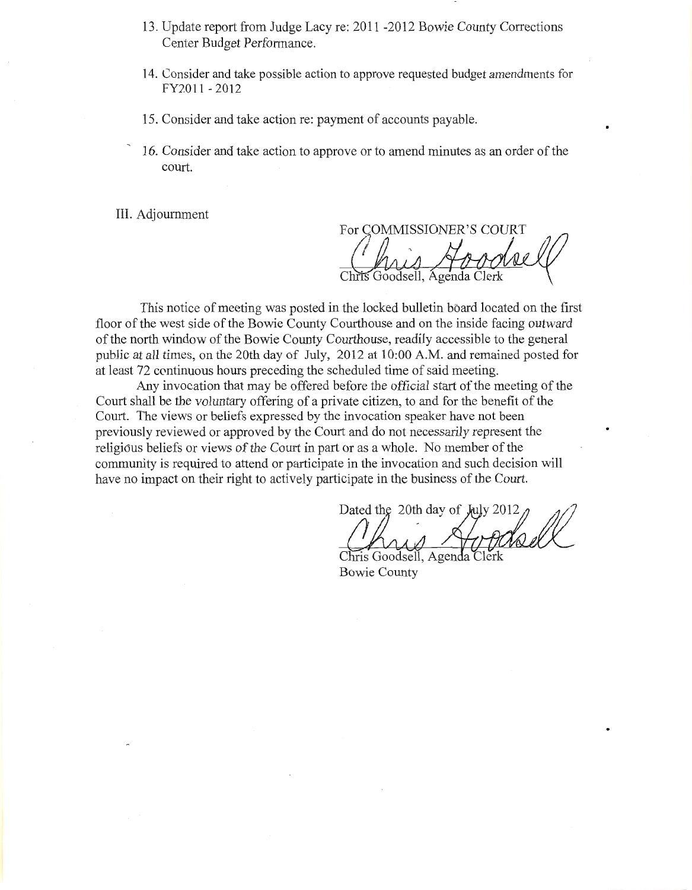13. Update report from Judge Lacy re: 2011 -2012 Bowie County Corrections Center Budget Performance.

14. Consider and take possible action to approve requested budget amendments for FY2011 - 2012

15. Consider and take action re: payment of accounts payable.

16. Consider and take action to approve or to amend minutes as an order of the court.

III. Adjournment

For COMMISSIONER'S COURT

Chris Goodsell, Agenda Clerk

This notice of meeting was posted in the locked bulletin board located on the first floor of the west side of the Bowie County Courthouse and on the inside facing outward of the north window of the Bowie County Courthouse, readily accessible to the general public at all times, on the 20th day of July, 2012 at 10:00 A.M. and remained posted for at least 72 continuous hours preceding the scheduled time of said meeting.

Any invocation that may be offered before the official start of the meeting of the Court shall be the voluntary offering of a private citizen, to and for the benefit of the Court. The views or beliefs expressed by the invocation speaker have not been previously reviewed or approved by the Court and do not necessarily represent the religious beliefs or views of the Court in part or as a whole. No member of the community is required to attend or participate in the invocation and such decision will have no impact on their right to actively participate in the business of the Court.

Dated the 20th day of July 2012

Chris Goodsell, Agenda Clerk
Bowie County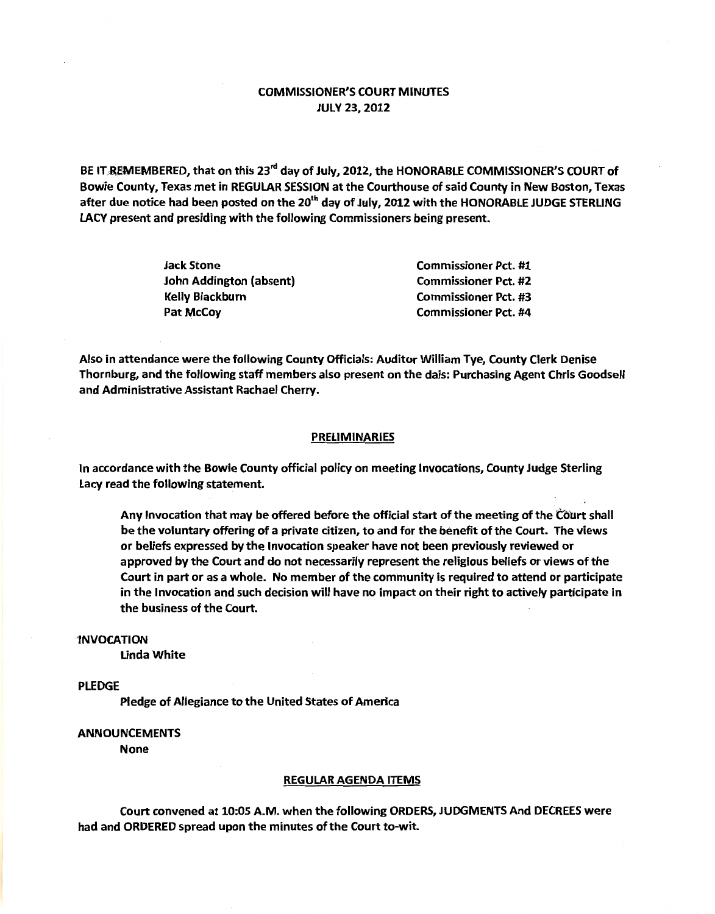# COMMISSIONER'S COURT MINUTES
## JULY 23, 2012

BE IT REMEMBERED, that on this 23rd day of July, 2012, the HONORABLE COMMISSIONER'S COURT of Bowie County, Texas met in REGULAR SESSION at the Courthouse of said County in New Boston, Texas after due notice had been posted on the 20th day of July, 2012 with the HONORABLE JUDGE STERLING LACY present and presiding with the following Commissioners being present.

| | |
|---|---|
| Jack Stone | Commissioner Pct. #1 |
| John Addington (absent) | Commissioner Pct. #2 |
| Kelly Blackburn | Commissioner Pct. #3 |
| Pat McCoy | Commissioner Pct. #4 |

Also in attendance were the following County Officials: Auditor William Tye, County Clerk Denise Thornburg, and the following staff members also present on the dais: Purchasing Agent Chris Goodsell and Administrative Assistant Rachael Cherry.

## PRELIMINARIES

In accordance with the Bowie County official policy on meeting Invocations, County Judge Sterling Lacy read the following statement.

> Any Invocation that may be offered before the official start of the meeting of the Court shall be the voluntary offering of a private citizen, to and for the benefit of the Court. The views or beliefs expressed by the Invocation speaker have not been previously reviewed or approved by the Court and do not necessarily represent the religious beliefs or views of the Court in part or as a whole. No member of the community is required to attend or participate in the Invocation and such decision will have no impact on their right to actively participate in the business of the Court.

INVOCATION

Linda White

PLEDGE

Pledge of Allegiance to the United States of America

ANNOUNCEMENTS

None

## REGULAR AGENDA ITEMS

Court convened at 10:05 A.M. when the following ORDERS, JUDGMENTS And DECREES were had and ORDERED spread upon the minutes of the Court to-wit.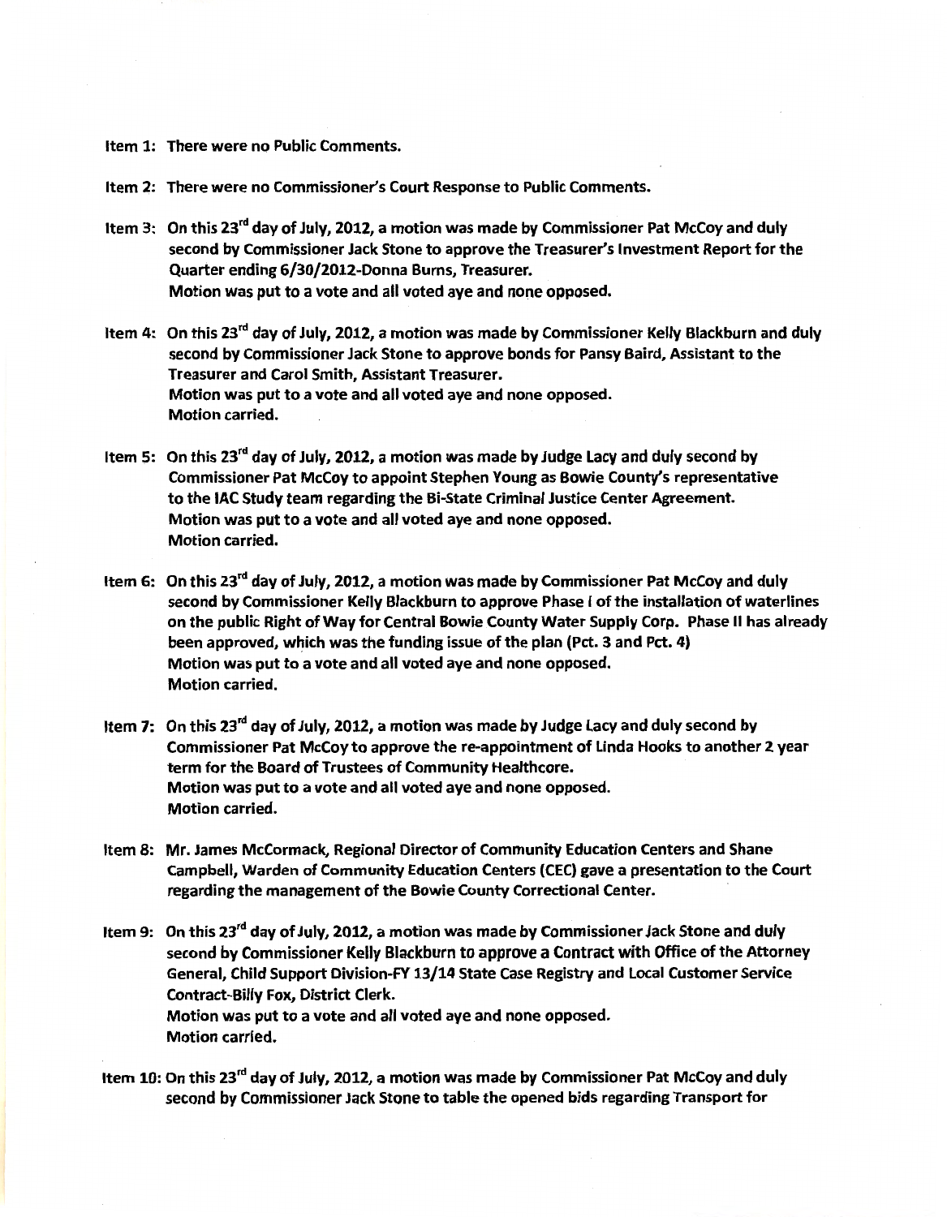**Item 1: There were no Public Comments.**

**Item 2: There were no Commissioner's Court Response to Public Comments.**

**Item 3: On this 23rd day of July, 2012, a motion was made by Commissioner Pat McCoy and duly second by Commissioner Jack Stone to approve the Treasurer's Investment Report for the Quarter ending 6/30/2012-Donna Burns, Treasurer.**
**Motion was put to a vote and all voted aye and none opposed.**

**Item 4: On this 23rd day of July, 2012, a motion was made by Commissioner Kelly Blackburn and duly second by Commissioner Jack Stone to approve bonds for Pansy Baird, Assistant to the Treasurer and Carol Smith, Assistant Treasurer.**
**Motion was put to a vote and all voted aye and none opposed.**
**Motion carried.**

**Item 5: On this 23rd day of July, 2012, a motion was made by Judge Lacy and duly second by Commissioner Pat McCoy to appoint Stephen Young as Bowie County's representative to the IAC Study team regarding the Bi-State Criminal Justice Center Agreement.**
**Motion was put to a vote and all voted aye and none opposed.**
**Motion carried.**

**Item 6: On this 23rd day of July, 2012, a motion was made by Commissioner Pat McCoy and duly second by Commissioner Kelly Blackburn to approve Phase I of the installation of waterlines on the public Right of Way for Central Bowie County Water Supply Corp. Phase II has already been approved, which was the funding issue of the plan (Pct. 3 and Pct. 4)**
**Motion was put to a vote and all voted aye and none opposed.**
**Motion carried.**

**Item 7: On this 23rd day of July, 2012, a motion was made by Judge Lacy and duly second by Commissioner Pat McCoy to approve the re-appointment of Linda Hooks to another 2 year term for the Board of Trustees of Community Healthcore.**
**Motion was put to a vote and all voted aye and none opposed.**
**Motion carried.**

**Item 8: Mr. James McCormack, Regional Director of Community Education Centers and Shane Campbell, Warden of Community Education Centers (CEC) gave a presentation to the Court regarding the management of the Bowie County Correctional Center.**

**Item 9: On this 23rd day of July, 2012, a motion was made by Commissioner Jack Stone and duly second by Commissioner Kelly Blackburn to approve a Contract with Office of the Attorney General, Child Support Division-FY 13/14 State Case Registry and Local Customer Service Contract-Billy Fox, District Clerk.**
**Motion was put to a vote and all voted aye and none opposed.**
**Motion carried.**

**Item 10: On this 23rd day of July, 2012, a motion was made by Commissioner Pat McCoy and duly second by Commissioner Jack Stone to table the opened bids regarding Transport for**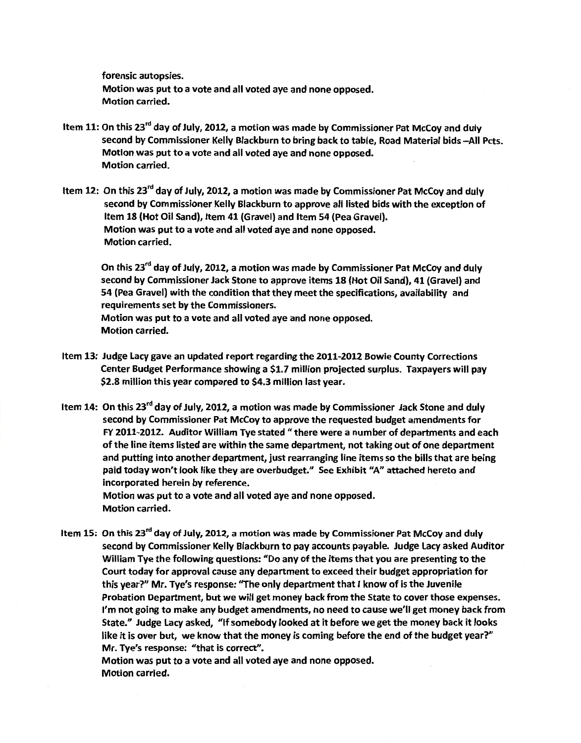**forensic autopsies.**
**Motion was put to a vote and all voted aye and none opposed.**
**Motion carried.**

**Item 11: On this 23rd day of July, 2012, a motion was made by Commissioner Pat McCoy and duly second by Commissioner Kelly Blackburn to bring back to table, Road Material bids –All Pcts.**
**Motion was put to a vote and all voted aye and none opposed.**
**Motion carried.**

**Item 12: On this 23rd day of July, 2012, a motion was made by Commissioner Pat McCoy and duly second by Commissioner Kelly Blackburn to approve all listed bids with the exception of Item 18 (Hot Oil Sand), Item 41 (Gravel) and Item 54 (Pea Gravel).**
**Motion was put to a vote and all voted aye and none opposed.**
**Motion carried.**

**On this 23rd day of July, 2012, a motion was made by Commissioner Pat McCoy and duly second by Commissioner Jack Stone to approve items 18 (Hot Oil Sand), 41 (Gravel) and 54 (Pea Gravel) with the condition that they meet the specifications, availability and requirements set by the Commissioners.**
**Motion was put to a vote and all voted aye and none opposed.**
**Motion carried.**

**Item 13: Judge Lacy gave an updated report regarding the 2011-2012 Bowie County Corrections Center Budget Performance showing a $1.7 million projected surplus. Taxpayers will pay $2.8 million this year compared to $4.3 million last year.**

**Item 14: On this 23rd day of July, 2012, a motion was made by Commissioner Jack Stone and duly second by Commissioner Pat McCoy to approve the requested budget amendments for FY 2011-2012. Auditor William Tye stated " there were a number of departments and each of the line items listed are within the same department, not taking out of one department and putting into another department, just rearranging line items so the bills that are being paid today won't look like they are overbudget." See Exhibit "A" attached hereto and incorporated herein by reference.**
**Motion was put to a vote and all voted aye and none opposed.**
**Motion carried.**

**Item 15: On this 23rd day of July, 2012, a motion was made by Commissioner Pat McCoy and duly second by Commissioner Kelly Blackburn to pay accounts payable. Judge Lacy asked Auditor William Tye the following questions: "Do any of the items that you are presenting to the Court today for approval cause any department to exceed their budget appropriation for this year?" Mr. Tye's response: "The only department that I know of is the Juvenile Probation Department, but we will get money back from the State to cover those expenses. I'm not going to make any budget amendments, no need to cause we'll get money back from State." Judge Lacy asked, "If somebody looked at it before we get the money back it looks like it is over but, we know that the money is coming before the end of the budget year?" Mr. Tye's response: "that is correct".**
**Motion was put to a vote and all voted aye and none opposed.**
**Motion carried.**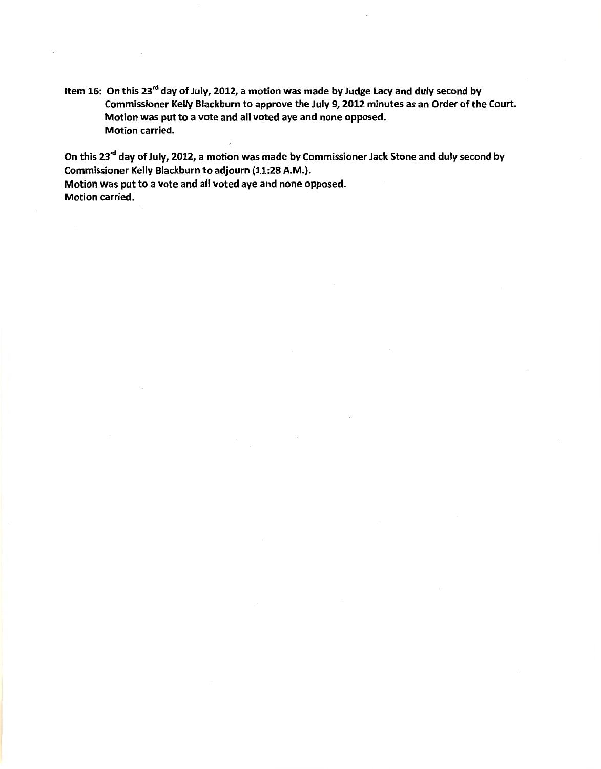**Item 16: On this 23rd day of July, 2012, a motion was made by Judge Lacy and duly second by Commissioner Kelly Blackburn to approve the July 9, 2012 minutes as an Order of the Court. Motion was put to a vote and all voted aye and none opposed. Motion carried.**

**On this 23rd day of July, 2012, a motion was made by Commissioner Jack Stone and duly second by Commissioner Kelly Blackburn to adjourn (11:28 A.M.).**
**Motion was put to a vote and all voted aye and none opposed.**
**Motion carried.**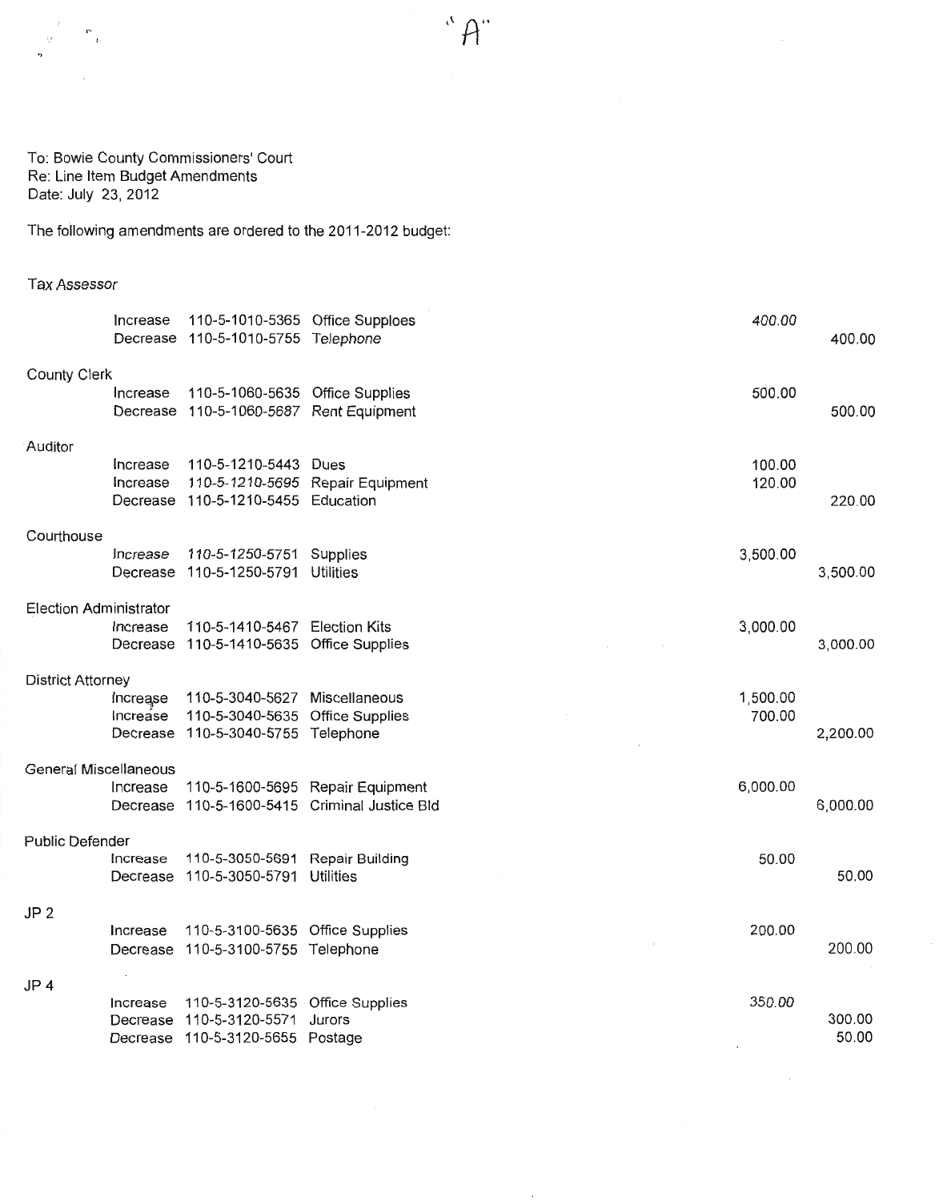"A"

To: Bowie County Commissioners' Court
Re: Line Item Budget Amendments
Date: July 23, 2012

The following amendments are ordered to the 2011-2012 budget:

| Department | Action | Account | Description | Increase | Decrease |
|---|---|---|---|---|---|
| Tax Assessor | | | | | |
| | Increase | 110-5-1010-5365 | Office Supploes | 400.00 | |
| | Decrease | 110-5-1010-5755 | Telephone | | 400.00 |
| County Clerk | | | | | |
| | Increase | 110-5-1060-5635 | Office Supplies | 500.00 | |
| | Decrease | 110-5-1060-5687 | Rent Equipment | | 500.00 |
| Auditor | | | | | |
| | Increase | 110-5-1210-5443 | Dues | 100.00 | |
| | Increase | 110-5-1210-5695 | Repair Equipment | 120.00 | |
| | Decrease | 110-5-1210-5455 | Education | | 220.00 |
| Courthouse | | | | | |
| | Increase | 110-5-1250-5751 | Supplies | 3,500.00 | |
| | Decrease | 110-5-1250-5791 | Utilities | | 3,500.00 |
| Election Administrator | | | | | |
| | Increase | 110-5-1410-5467 | Election Kits | 3,000.00 | |
| | Decrease | 110-5-1410-5635 | Office Supplies | | 3,000.00 |
| District Attorney | | | | | |
| | Increase | 110-5-3040-5627 | Miscellaneous | 1,500.00 | |
| | Increase | 110-5-3040-5635 | Office Supplies | 700.00 | |
| | Decrease | 110-5-3040-5755 | Telephone | | 2,200.00 |
| General Miscellaneous | | | | | |
| | Increase | 110-5-1600-5695 | Repair Equipment | 6,000.00 | |
| | Decrease | 110-5-1600-5415 | Criminal Justice Bld | | 6,000.00 |
| Public Defender | | | | | |
| | Increase | 110-5-3050-5691 | Repair Building | 50.00 | |
| | Decrease | 110-5-3050-5791 | Utilities | | 50.00 |
| JP 2 | | | | | |
| | Increase | 110-5-3100-5635 | Office Supplies | 200.00 | |
| | Decrease | 110-5-3100-5755 | Telephone | | 200.00 |
| JP 4 | | | | | |
| | Increase | 110-5-3120-5635 | Office Supplies | 350.00 | |
| | Decrease | 110-5-3120-5571 | Jurors | | 300.00 |
| | Decrease | 110-5-3120-5655 | Postage | | 50.00 |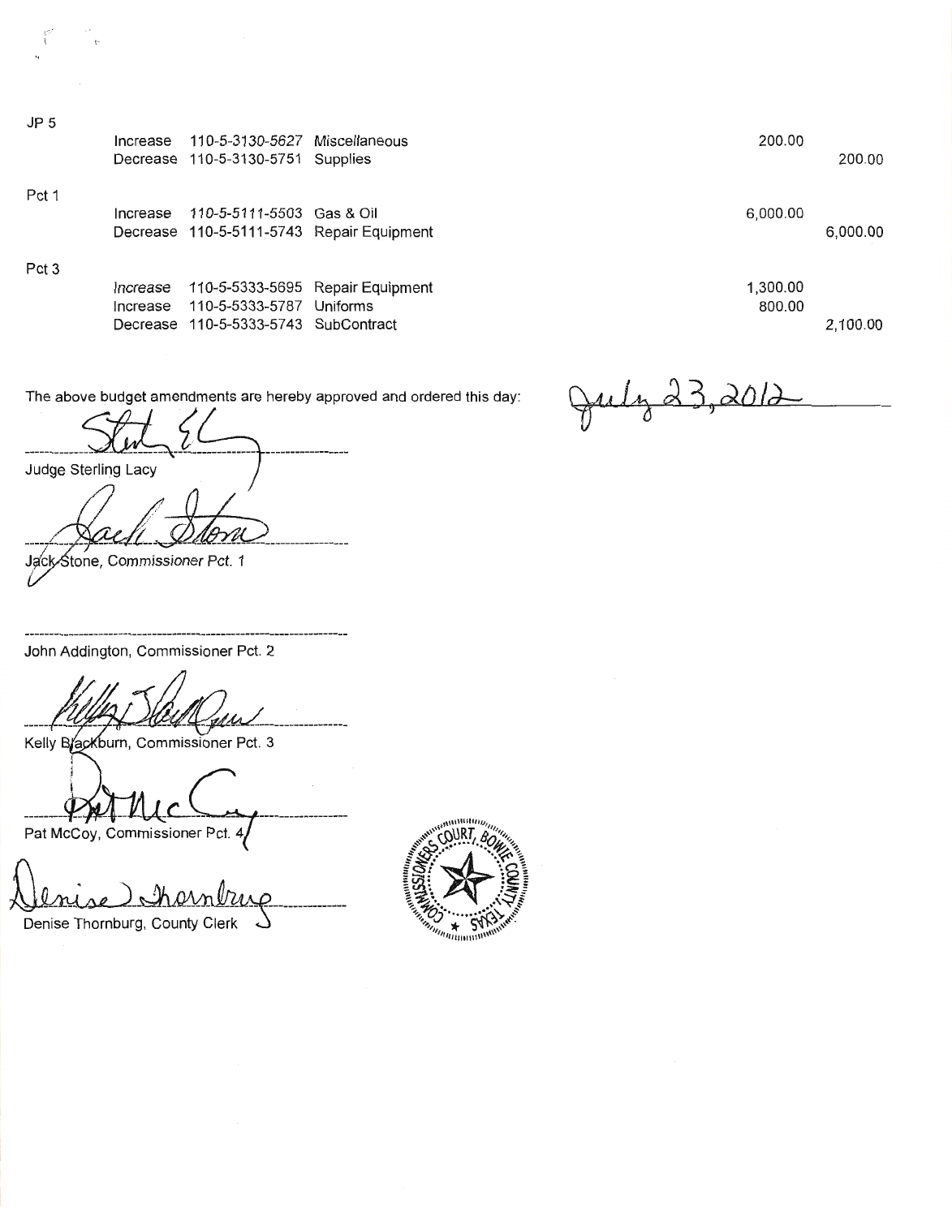| | | | | | |
|---|---|---|---|---|---|
| JP 5 | | | | | |
| | Increase | 110-5-3130-5627 | Miscellaneous | 200.00 | |
| | Decrease | 110-5-3130-5751 | Supplies | | 200.00 |
| Pct 1 | | | | | |
| | Increase | 110-5-5111-5503 | Gas & Oil | 6,000.00 | |
| | Decrease | 110-5-5111-5743 | Repair Equipment | | 6,000.00 |
| Pct 3 | | | | | |
| | Increase | 110-5-5333-5695 | Repair Equipment | 1,300.00 | |
| | Increase | 110-5-5333-5787 | Uniforms | 800.00 | |
| | Decrease | 110-5-5333-5743 | SubContract | | 2,100.00 |

The above budget amendments are hereby approved and ordered this day: July 23, 2012

Judge Sterling Lacy

Jack Stone, Commissioner Pct. 1

John Addington, Commissioner Pct. 2

Kelly Blackburn, Commissioner Pct. 3

Pat McCoy, Commissioner Pct. 4

Denise Thornburg, County Clerk

COMMISSIONERS COURT, BOWIE COUNTY, TEXAS